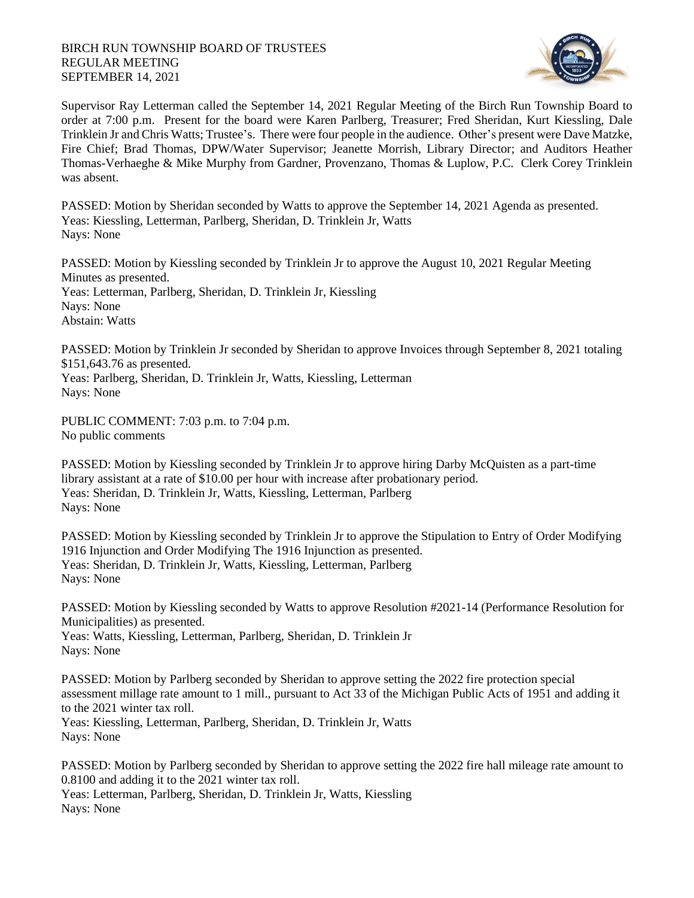BIRCH RUN TOWNSHIP BOARD OF TRUSTEES
REGULAR MEETING
SEPTEMBER 14, 2021

Supervisor Ray Letterman called the September 14, 2021 Regular Meeting of the Birch Run Township Board to order at 7:00 p.m. Present for the board were Karen Parlberg, Treasurer; Fred Sheridan, Kurt Kiessling, Dale Trinklein Jr and Chris Watts; Trustee's. There were four people in the audience. Other's present were Dave Matzke, Fire Chief; Brad Thomas, DPW/Water Supervisor; Jeanette Morrish, Library Director; and Auditors Heather Thomas-Verhaeghe & Mike Murphy from Gardner, Provenzano, Thomas & Luplow, P.C. Clerk Corey Trinklein was absent.

PASSED: Motion by Sheridan seconded by Watts to approve the September 14, 2021 Agenda as presented.
Yeas: Kiessling, Letterman, Parlberg, Sheridan, D. Trinklein Jr, Watts
Nays: None

PASSED: Motion by Kiessling seconded by Trinklein Jr to approve the August 10, 2021 Regular Meeting Minutes as presented.
Yeas: Letterman, Parlberg, Sheridan, D. Trinklein Jr, Kiessling
Nays: None
Abstain: Watts

PASSED: Motion by Trinklein Jr seconded by Sheridan to approve Invoices through September 8, 2021 totaling $151,643.76 as presented.
Yeas: Parlberg, Sheridan, D. Trinklein Jr, Watts, Kiessling, Letterman
Nays: None

PUBLIC COMMENT: 7:03 p.m. to 7:04 p.m.
No public comments

PASSED: Motion by Kiessling seconded by Trinklein Jr to approve hiring Darby McQuisten as a part-time library assistant at a rate of $10.00 per hour with increase after probationary period.
Yeas: Sheridan, D. Trinklein Jr, Watts, Kiessling, Letterman, Parlberg
Nays: None

PASSED: Motion by Kiessling seconded by Trinklein Jr to approve the Stipulation to Entry of Order Modifying 1916 Injunction and Order Modifying The 1916 Injunction as presented.
Yeas: Sheridan, D. Trinklein Jr, Watts, Kiessling, Letterman, Parlberg
Nays: None

PASSED: Motion by Kiessling seconded by Watts to approve Resolution #2021-14 (Performance Resolution for Municipalities) as presented.
Yeas: Watts, Kiessling, Letterman, Parlberg, Sheridan, D. Trinklein Jr
Nays: None

PASSED: Motion by Parlberg seconded by Sheridan to approve setting the 2022 fire protection special assessment millage rate amount to 1 mill., pursuant to Act 33 of the Michigan Public Acts of 1951 and adding it to the 2021 winter tax roll.
Yeas: Kiessling, Letterman, Parlberg, Sheridan, D. Trinklein Jr, Watts
Nays: None

PASSED: Motion by Parlberg seconded by Sheridan to approve setting the 2022 fire hall mileage rate amount to 0.8100 and adding it to the 2021 winter tax roll.
Yeas: Letterman, Parlberg, Sheridan, D. Trinklein Jr, Watts, Kiessling
Nays: None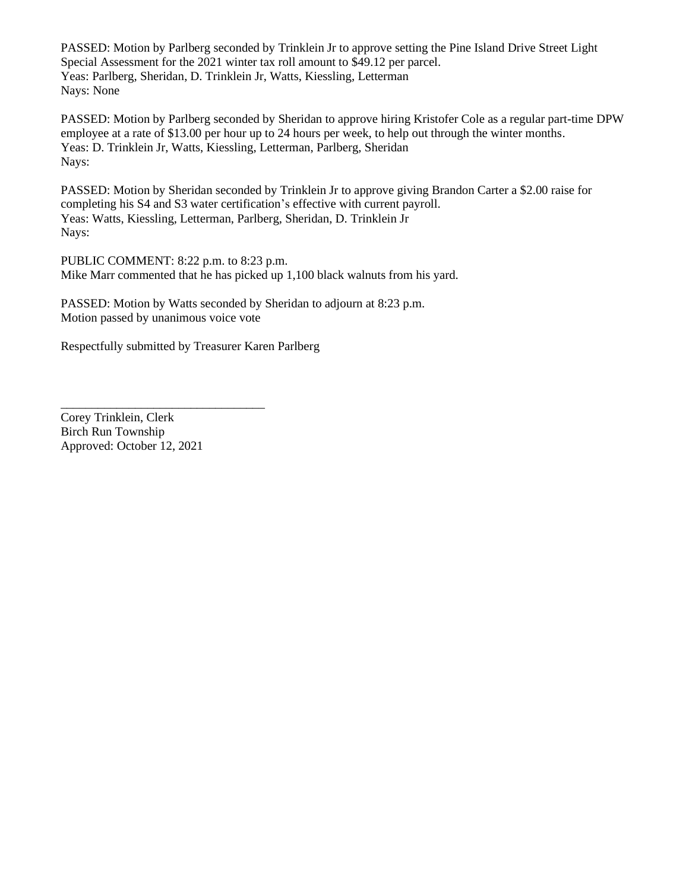PASSED: Motion by Parlberg seconded by Trinklein Jr to approve setting the Pine Island Drive Street Light Special Assessment for the 2021 winter tax roll amount to $49.12 per parcel.
Yeas: Parlberg, Sheridan, D. Trinklein Jr, Watts, Kiessling, Letterman
Nays: None

PASSED: Motion by Parlberg seconded by Sheridan to approve hiring Kristofer Cole as a regular part-time DPW employee at a rate of $13.00 per hour up to 24 hours per week, to help out through the winter months.
Yeas: D. Trinklein Jr, Watts, Kiessling, Letterman, Parlberg, Sheridan
Nays:

PASSED: Motion by Sheridan seconded by Trinklein Jr to approve giving Brandon Carter a $2.00 raise for completing his S4 and S3 water certification's effective with current payroll.
Yeas: Watts, Kiessling, Letterman, Parlberg, Sheridan, D. Trinklein Jr
Nays:

PUBLIC COMMENT: 8:22 p.m. to 8:23 p.m.
Mike Marr commented that he has picked up 1,100 black walnuts from his yard.

PASSED: Motion by Watts seconded by Sheridan to adjourn at 8:23 p.m.
Motion passed by unanimous voice vote

Respectfully submitted by Treasurer Karen Parlberg

_________________________________
Corey Trinklein, Clerk
Birch Run Township
Approved: October 12, 2021